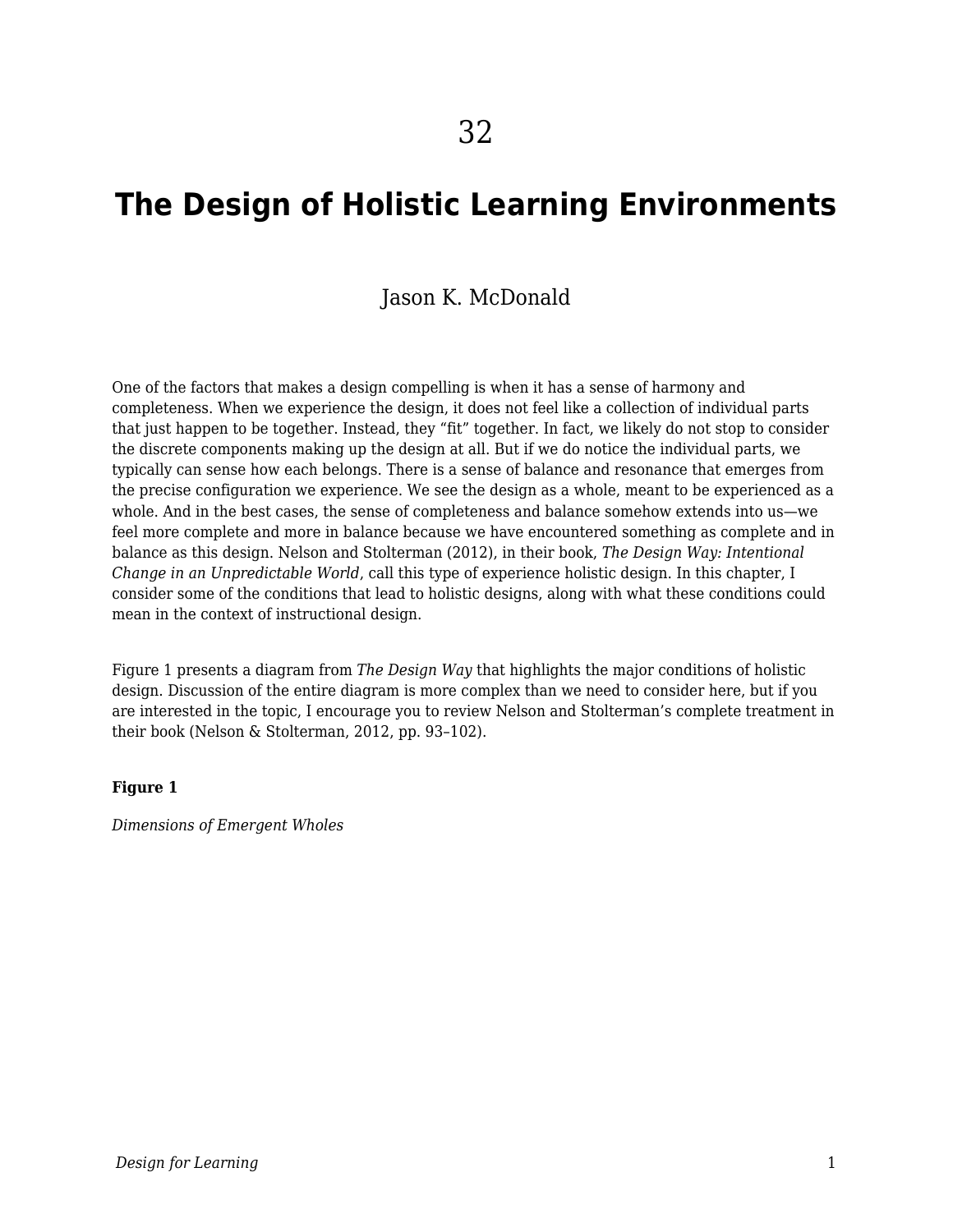# 32

# The Design of Holistic Learning Environments

Jason K. McDonald

One of the factors that makes a design compelling is when it has a sense of harmony and completeness. When we experience the design, it does not feel like a collection of individual parts that just happen to be together. Instead, they "fit" together. In fact, we likely do not stop to consider the discrete components making up the design at all. But if we do notice the individual parts, we typically can sense how each belongs. There is a sense of balance and resonance that emerges from the precise configuration we experience. We see the design as a whole, meant to be experienced as a whole. And in the best cases, the sense of completeness and balance somehow extends into us—we feel more complete and more in balance because we have encountered something as complete and in balance as this design. Nelson and Stolterman (2012), in their book, *The Design Way: Intentional Change in an Unpredictable World*, call this type of experience holistic design. In this chapter, I consider some of the conditions that lead to holistic designs, along with what these conditions could mean in the context of instructional design.

Figure 1 presents a diagram from *The Design Way* that highlights the major conditions of holistic design. Discussion of the entire diagram is more complex than we need to consider here, but if you are interested in the topic, I encourage you to review Nelson and Stolterman's complete treatment in their book (Nelson & Stolterman, 2012, pp. 93–102).

**Figure 1**

*Dimensions of Emergent Wholes*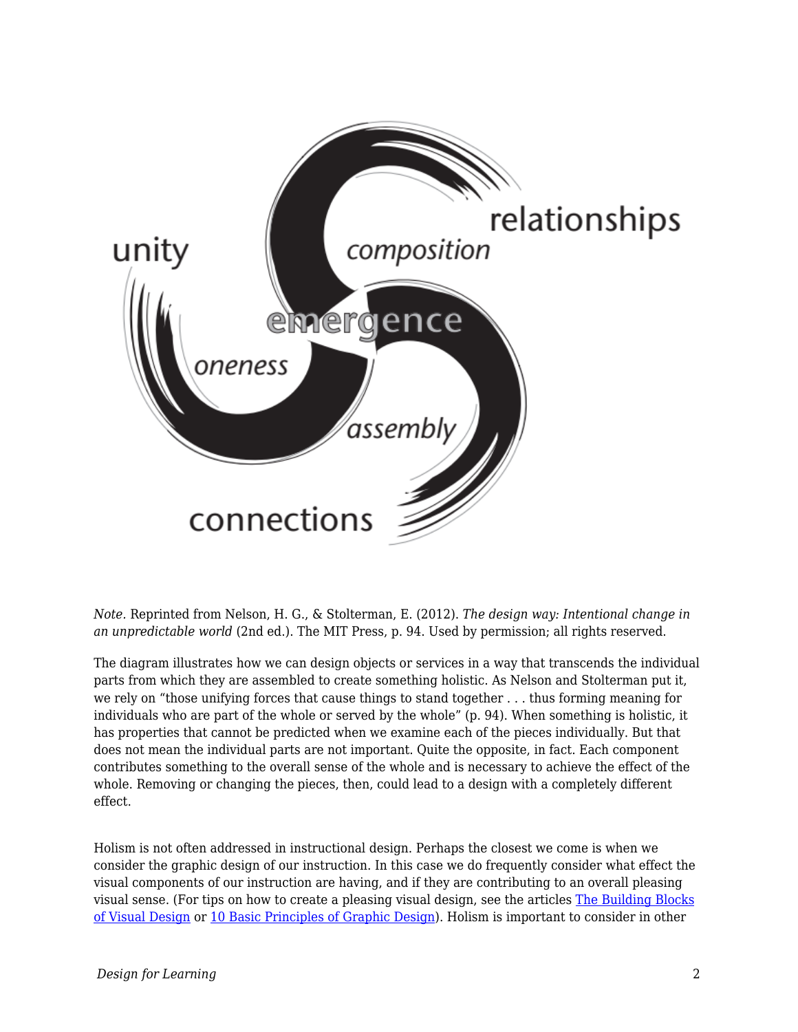*Note*. Reprinted from Nelson, H. G., & Stolterman, E. (2012). *The design way: Intentional change in an unpredictable world* (2nd ed.). The MIT Press, p. 94. Used by permission; all rights reserved.

The diagram illustrates how we can design objects or services in a way that transcends the individual parts from which they are assembled to create something holistic. As Nelson and Stolterman put it, we rely on "those unifying forces that cause things to stand together . . . thus forming meaning for individuals who are part of the whole or served by the whole" (p. 94). When something is holistic, it has properties that cannot be predicted when we examine each of the pieces individually. But that does not mean the individual parts are not important. Quite the opposite, in fact. Each component contributes something to the overall sense of the whole and is necessary to achieve the effect of the whole. Removing or changing the pieces, then, could lead to a design with a completely different effect.

Holism is not often addressed in instructional design. Perhaps the closest we come is when we consider the graphic design of our instruction. In this case we do frequently consider what effect the visual components of our instruction are having, and if they are contributing to an overall pleasing visual sense. (For tips on how to create a pleasing visual design, see the articles [The Building Blocks of Visual Design] or [10 Basic Principles of Graphic Design]). Holism is important to consider in other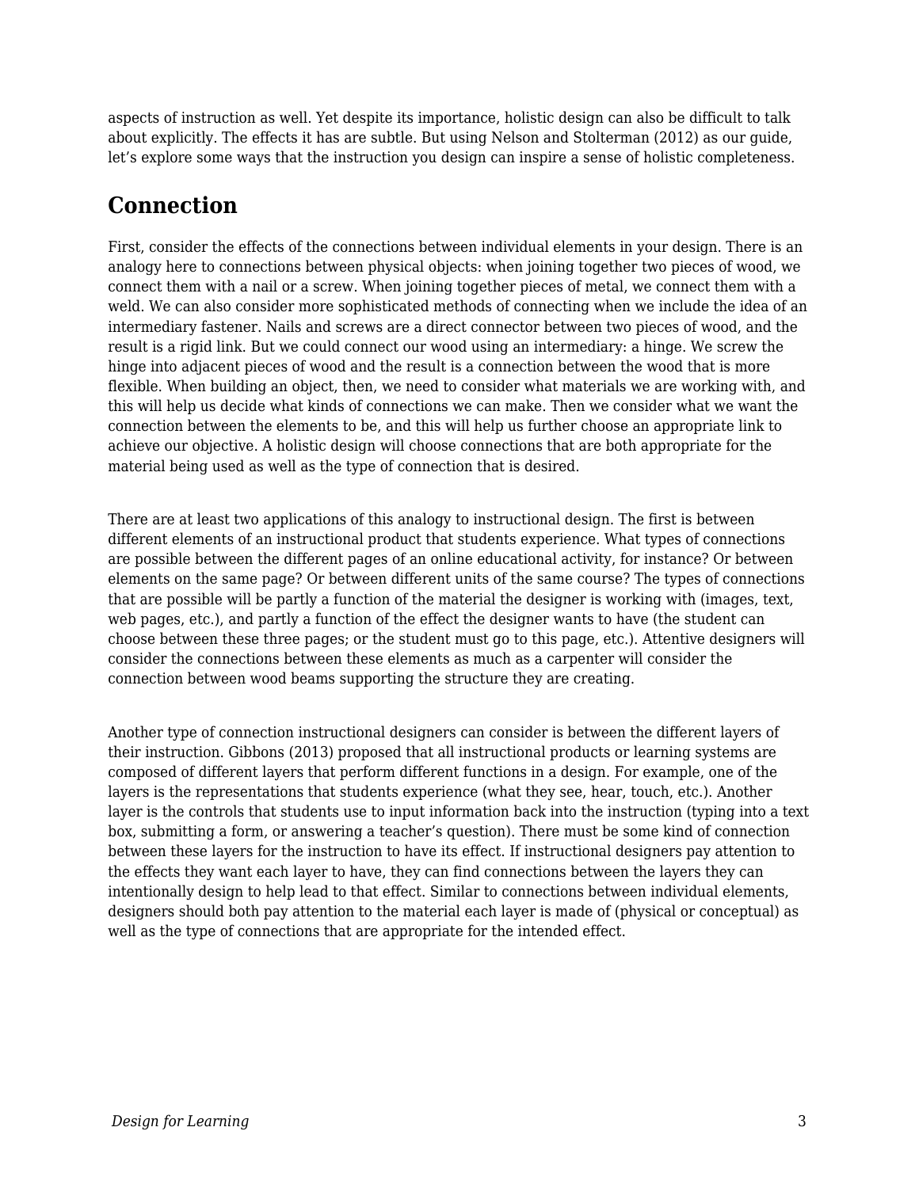aspects of instruction as well. Yet despite its importance, holistic design can also be difficult to talk about explicitly. The effects it has are subtle. But using Nelson and Stolterman (2012) as our guide, let's explore some ways that the instruction you design can inspire a sense of holistic completeness.

## Connection

First, consider the effects of the connections between individual elements in your design. There is an analogy here to connections between physical objects: when joining together two pieces of wood, we connect them with a nail or a screw. When joining together pieces of metal, we connect them with a weld. We can also consider more sophisticated methods of connecting when we include the idea of an intermediary fastener. Nails and screws are a direct connector between two pieces of wood, and the result is a rigid link. But we could connect our wood using an intermediary: a hinge. We screw the hinge into adjacent pieces of wood and the result is a connection between the wood that is more flexible. When building an object, then, we need to consider what materials we are working with, and this will help us decide what kinds of connections we can make. Then we consider what we want the connection between the elements to be, and this will help us further choose an appropriate link to achieve our objective. A holistic design will choose connections that are both appropriate for the material being used as well as the type of connection that is desired.

There are at least two applications of this analogy to instructional design. The first is between different elements of an instructional product that students experience. What types of connections are possible between the different pages of an online educational activity, for instance? Or between elements on the same page? Or between different units of the same course? The types of connections that are possible will be partly a function of the material the designer is working with (images, text, web pages, etc.), and partly a function of the effect the designer wants to have (the student can choose between these three pages; or the student must go to this page, etc.). Attentive designers will consider the connections between these elements as much as a carpenter will consider the connection between wood beams supporting the structure they are creating.

Another type of connection instructional designers can consider is between the different layers of their instruction. Gibbons (2013) proposed that all instructional products or learning systems are composed of different layers that perform different functions in a design. For example, one of the layers is the representations that students experience (what they see, hear, touch, etc.). Another layer is the controls that students use to input information back into the instruction (typing into a text box, submitting a form, or answering a teacher's question). There must be some kind of connection between these layers for the instruction to have its effect. If instructional designers pay attention to the effects they want each layer to have, they can find connections between the layers they can intentionally design to help lead to that effect. Similar to connections between individual elements, designers should both pay attention to the material each layer is made of (physical or conceptual) as well as the type of connections that are appropriate for the intended effect.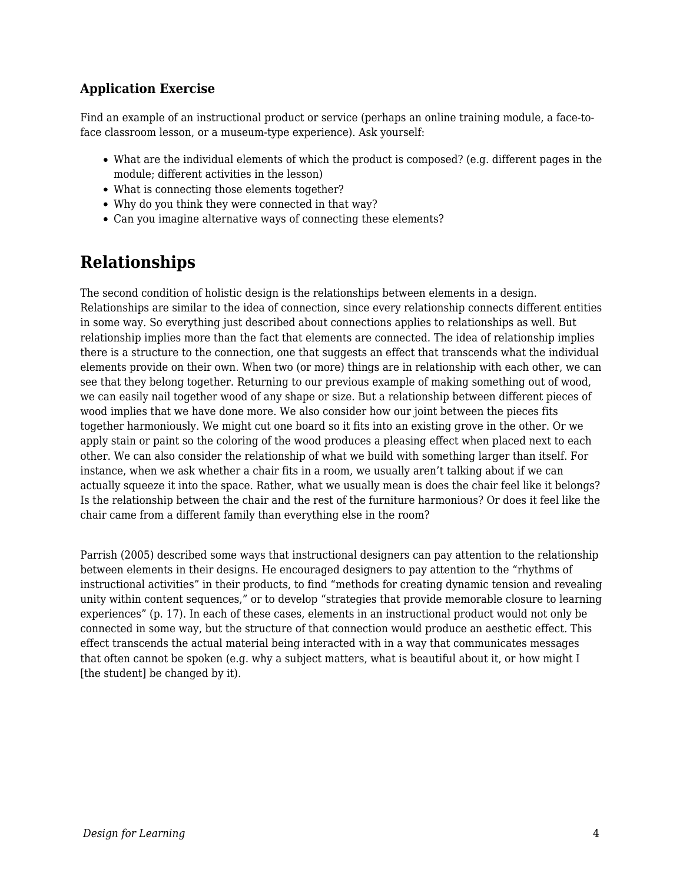### Application Exercise

Find an example of an instructional product or service (perhaps an online training module, a face-to-face classroom lesson, or a museum-type experience). Ask yourself:

- What are the individual elements of which the product is composed? (e.g. different pages in the module; different activities in the lesson)
- What is connecting those elements together?
- Why do you think they were connected in that way?
- Can you imagine alternative ways of connecting these elements?

## Relationships

The second condition of holistic design is the relationships between elements in a design. Relationships are similar to the idea of connection, since every relationship connects different entities in some way. So everything just described about connections applies to relationships as well. But relationship implies more than the fact that elements are connected. The idea of relationship implies there is a structure to the connection, one that suggests an effect that transcends what the individual elements provide on their own. When two (or more) things are in relationship with each other, we can see that they belong together. Returning to our previous example of making something out of wood, we can easily nail together wood of any shape or size. But a relationship between different pieces of wood implies that we have done more. We also consider how our joint between the pieces fits together harmoniously. We might cut one board so it fits into an existing grove in the other. Or we apply stain or paint so the coloring of the wood produces a pleasing effect when placed next to each other. We can also consider the relationship of what we build with something larger than itself. For instance, when we ask whether a chair fits in a room, we usually aren't talking about if we can actually squeeze it into the space. Rather, what we usually mean is does the chair feel like it belongs? Is the relationship between the chair and the rest of the furniture harmonious? Or does it feel like the chair came from a different family than everything else in the room?

Parrish (2005) described some ways that instructional designers can pay attention to the relationship between elements in their designs. He encouraged designers to pay attention to the "rhythms of instructional activities" in their products, to find "methods for creating dynamic tension and revealing unity within content sequences," or to develop "strategies that provide memorable closure to learning experiences" (p. 17). In each of these cases, elements in an instructional product would not only be connected in some way, but the structure of that connection would produce an aesthetic effect. This effect transcends the actual material being interacted with in a way that communicates messages that often cannot be spoken (e.g. why a subject matters, what is beautiful about it, or how might I [the student] be changed by it).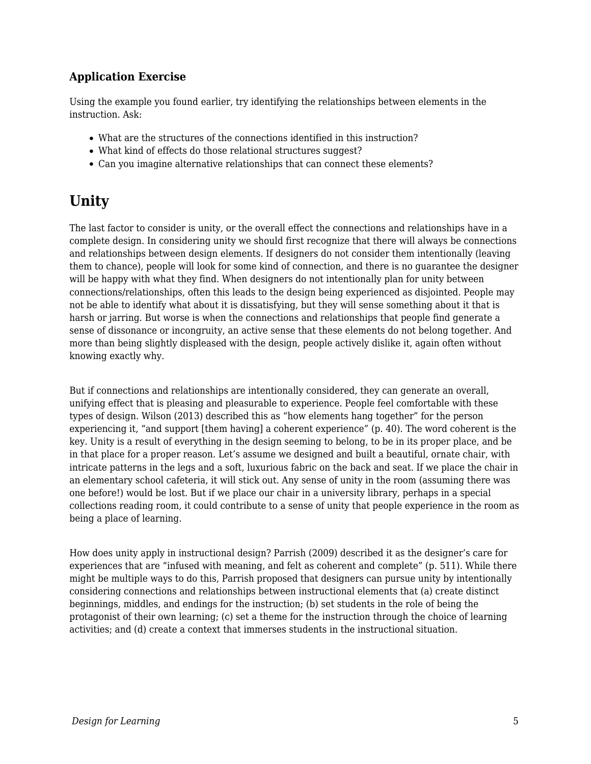### Application Exercise

Using the example you found earlier, try identifying the relationships between elements in the instruction. Ask:

- What are the structures of the connections identified in this instruction?
- What kind of effects do those relational structures suggest?
- Can you imagine alternative relationships that can connect these elements?

## Unity

The last factor to consider is unity, or the overall effect the connections and relationships have in a complete design. In considering unity we should first recognize that there will always be connections and relationships between design elements. If designers do not consider them intentionally (leaving them to chance), people will look for some kind of connection, and there is no guarantee the designer will be happy with what they find. When designers do not intentionally plan for unity between connections/relationships, often this leads to the design being experienced as disjointed. People may not be able to identify what about it is dissatisfying, but they will sense something about it that is harsh or jarring. But worse is when the connections and relationships that people find generate a sense of dissonance or incongruity, an active sense that these elements do not belong together. And more than being slightly displeased with the design, people actively dislike it, again often without knowing exactly why.

But if connections and relationships are intentionally considered, they can generate an overall, unifying effect that is pleasing and pleasurable to experience. People feel comfortable with these types of design. Wilson (2013) described this as "how elements hang together" for the person experiencing it, "and support [them having] a coherent experience" (p. 40). The word coherent is the key. Unity is a result of everything in the design seeming to belong, to be in its proper place, and be in that place for a proper reason. Let's assume we designed and built a beautiful, ornate chair, with intricate patterns in the legs and a soft, luxurious fabric on the back and seat. If we place the chair in an elementary school cafeteria, it will stick out. Any sense of unity in the room (assuming there was one before!) would be lost. But if we place our chair in a university library, perhaps in a special collections reading room, it could contribute to a sense of unity that people experience in the room as being a place of learning.

How does unity apply in instructional design? Parrish (2009) described it as the designer's care for experiences that are "infused with meaning, and felt as coherent and complete" (p. 511). While there might be multiple ways to do this, Parrish proposed that designers can pursue unity by intentionally considering connections and relationships between instructional elements that (a) create distinct beginnings, middles, and endings for the instruction; (b) set students in the role of being the protagonist of their own learning; (c) set a theme for the instruction through the choice of learning activities; and (d) create a context that immerses students in the instructional situation.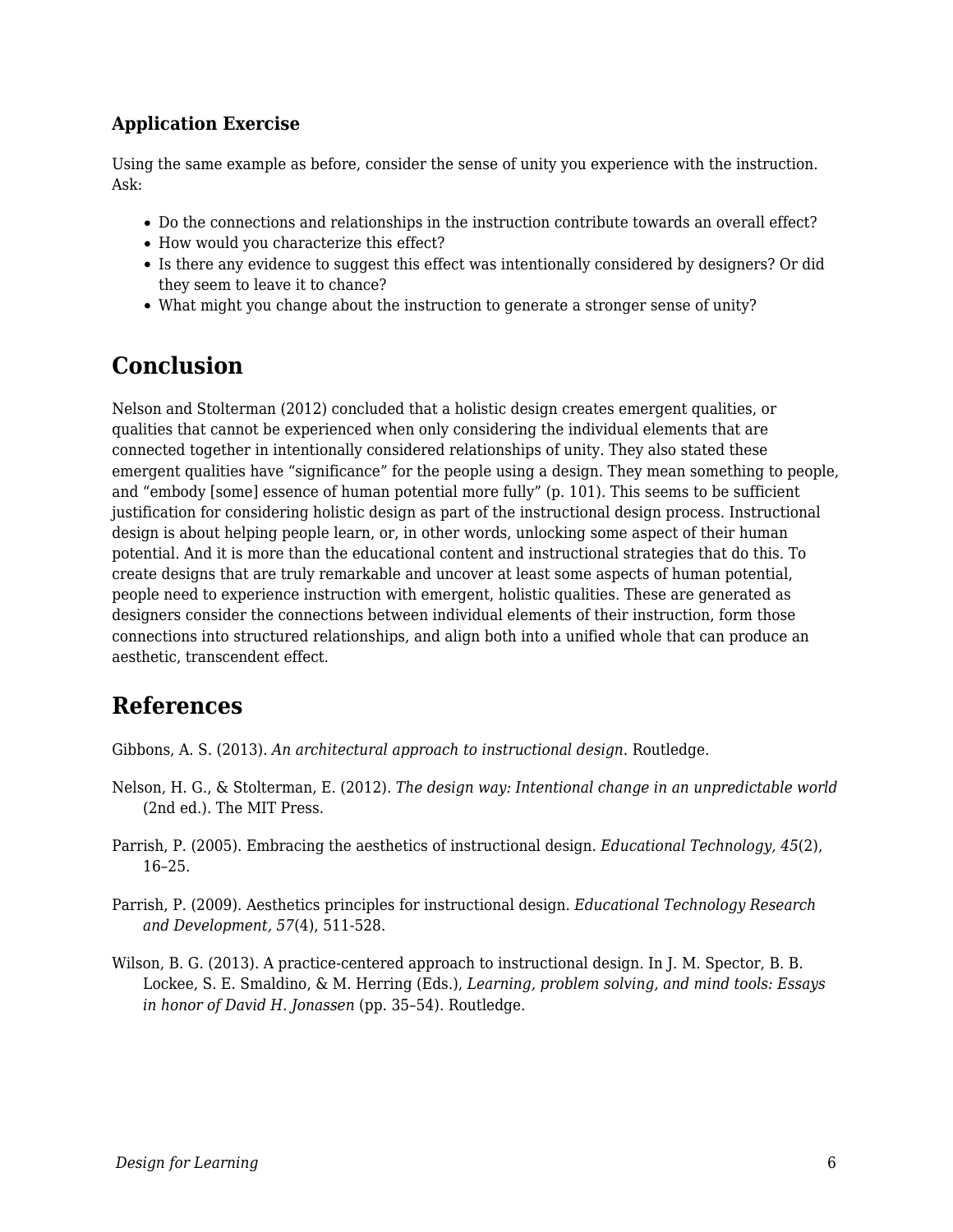### Application Exercise

Using the same example as before, consider the sense of unity you experience with the instruction. Ask:

- Do the connections and relationships in the instruction contribute towards an overall effect?
- How would you characterize this effect?
- Is there any evidence to suggest this effect was intentionally considered by designers? Or did they seem to leave it to chance?
- What might you change about the instruction to generate a stronger sense of unity?

## Conclusion

Nelson and Stolterman (2012) concluded that a holistic design creates emergent qualities, or qualities that cannot be experienced when only considering the individual elements that are connected together in intentionally considered relationships of unity. They also stated these emergent qualities have "significance" for the people using a design. They mean something to people, and "embody [some] essence of human potential more fully" (p. 101). This seems to be sufficient justification for considering holistic design as part of the instructional design process. Instructional design is about helping people learn, or, in other words, unlocking some aspect of their human potential. And it is more than the educational content and instructional strategies that do this. To create designs that are truly remarkable and uncover at least some aspects of human potential, people need to experience instruction with emergent, holistic qualities. These are generated as designers consider the connections between individual elements of their instruction, form those connections into structured relationships, and align both into a unified whole that can produce an aesthetic, transcendent effect.

## References

Gibbons, A. S. (2013). *An architectural approach to instructional design*. Routledge.

Nelson, H. G., & Stolterman, E. (2012). *The design way: Intentional change in an unpredictable world* (2nd ed.). The MIT Press.

Parrish, P. (2005). Embracing the aesthetics of instructional design. *Educational Technology, 45*(2), 16–25.

Parrish, P. (2009). Aesthetics principles for instructional design. *Educational Technology Research and Development, 57*(4), 511-528.

Wilson, B. G. (2013). A practice-centered approach to instructional design. In J. M. Spector, B. B. Lockee, S. E. Smaldino, & M. Herring (Eds.), *Learning, problem solving, and mind tools: Essays in honor of David H. Jonassen* (pp. 35–54). Routledge.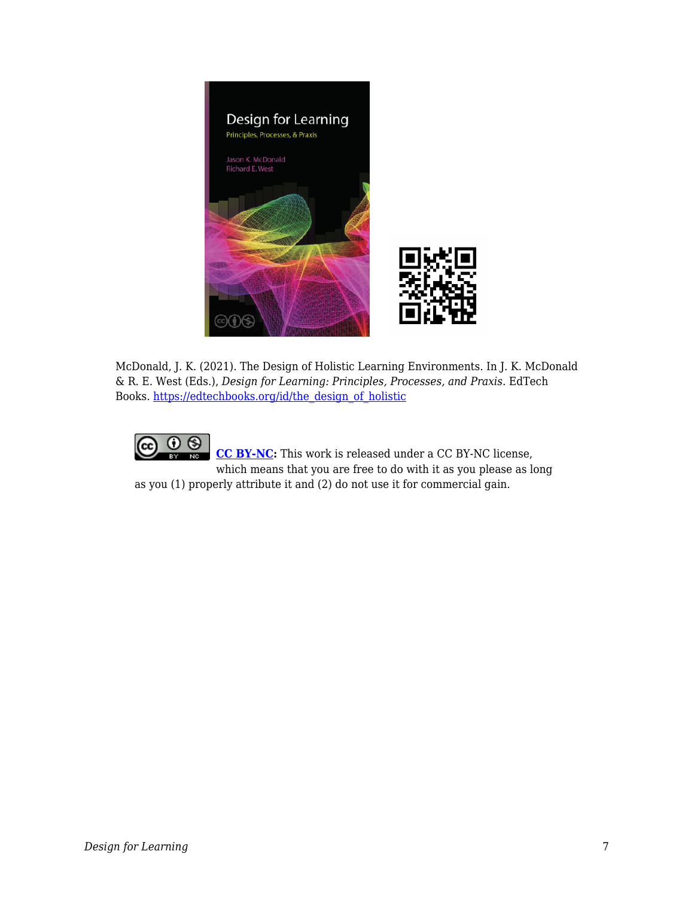McDonald, J. K. (2021). The Design of Holistic Learning Environments. In J. K. McDonald & R. E. West (Eds.), *Design for Learning: Principles, Processes, and Praxis*. EdTech Books. https://edtechbooks.org/id/the_design_of_holistic

**CC BY-NC:** This work is released under a CC BY-NC license, which means that you are free to do with it as you please as long as you (1) properly attribute it and (2) do not use it for commercial gain.